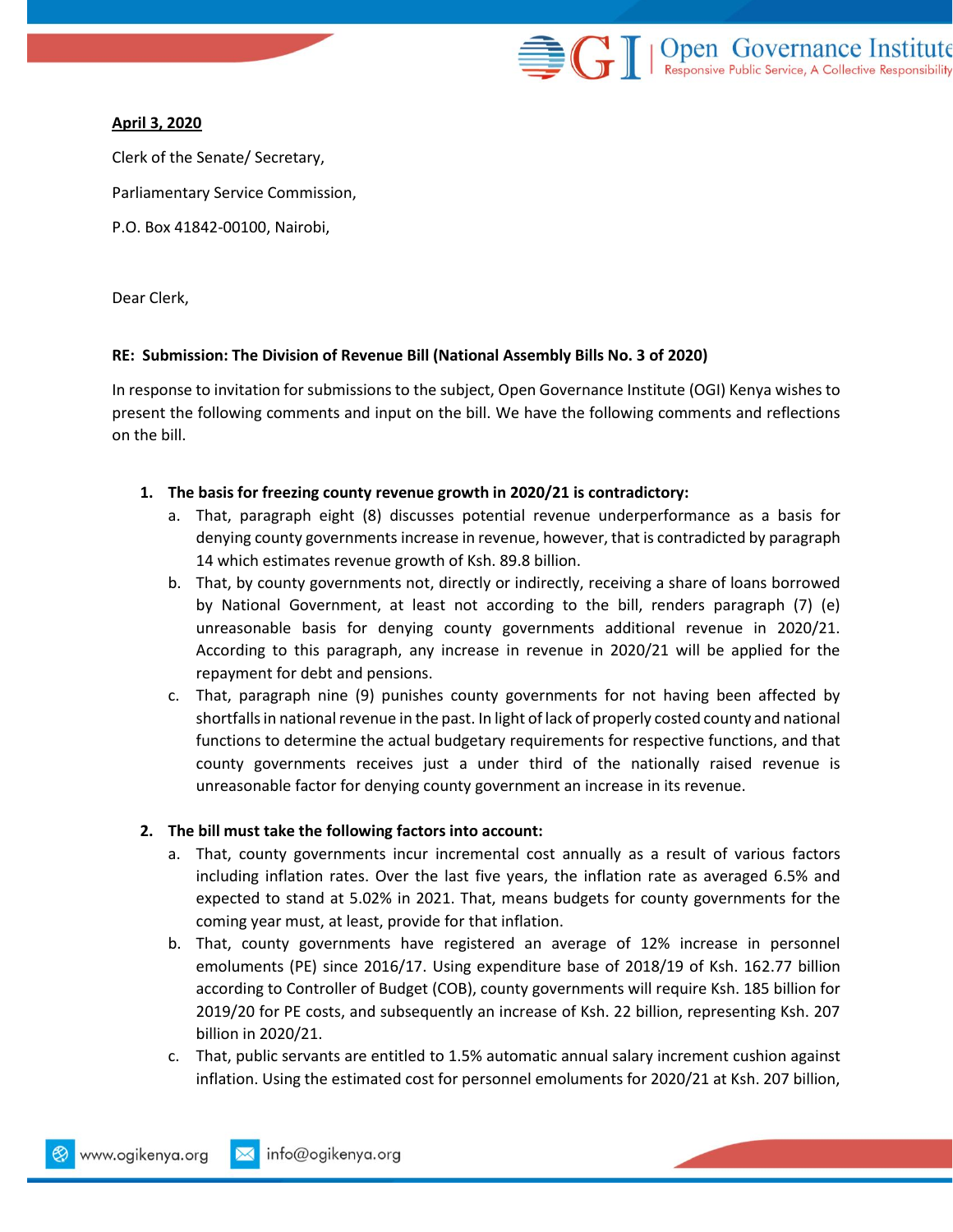**April 3, 2020**

Clerk of the Senate/ Secretary,

Parliamentary Service Commission,

P.O. Box 41842-00100, Nairobi,

Dear Clerk,

**RE: Submission: The Division of Revenue Bill (National Assembly Bills No. 3 of 2020)**

In response to invitation for submissions to the subject, Open Governance Institute (OGI) Kenya wishes to present the following comments and input on the bill. We have the following comments and reflections on the bill.

1. **The basis for freezing county revenue growth in 2020/21 is contradictory:**
   a. That, paragraph eight (8) discusses potential revenue underperformance as a basis for denying county governments increase in revenue, however, that is contradicted by paragraph 14 which estimates revenue growth of Ksh. 89.8 billion.
   b. That, by county governments not, directly or indirectly, receiving a share of loans borrowed by National Government, at least not according to the bill, renders paragraph (7) (e) unreasonable basis for denying county governments additional revenue in 2020/21. According to this paragraph, any increase in revenue in 2020/21 will be applied for the repayment for debt and pensions.
   c. That, paragraph nine (9) punishes county governments for not having been affected by shortfalls in national revenue in the past. In light of lack of properly costed county and national functions to determine the actual budgetary requirements for respective functions, and that county governments receives just a under third of the nationally raised revenue is unreasonable factor for denying county government an increase in its revenue.

2. **The bill must take the following factors into account:**
   a. That, county governments incur incremental cost annually as a result of various factors including inflation rates. Over the last five years, the inflation rate as averaged 6.5% and expected to stand at 5.02% in 2021. That, means budgets for county governments for the coming year must, at least, provide for that inflation.
   b. That, county governments have registered an average of 12% increase in personnel emoluments (PE) since 2016/17. Using expenditure base of 2018/19 of Ksh. 162.77 billion according to Controller of Budget (COB), county governments will require Ksh. 185 billion for 2019/20 for PE costs, and subsequently an increase of Ksh. 22 billion, representing Ksh. 207 billion in 2020/21.
   c. That, public servants are entitled to 1.5% automatic annual salary increment cushion against inflation. Using the estimated cost for personnel emoluments for 2020/21 at Ksh. 207 billion,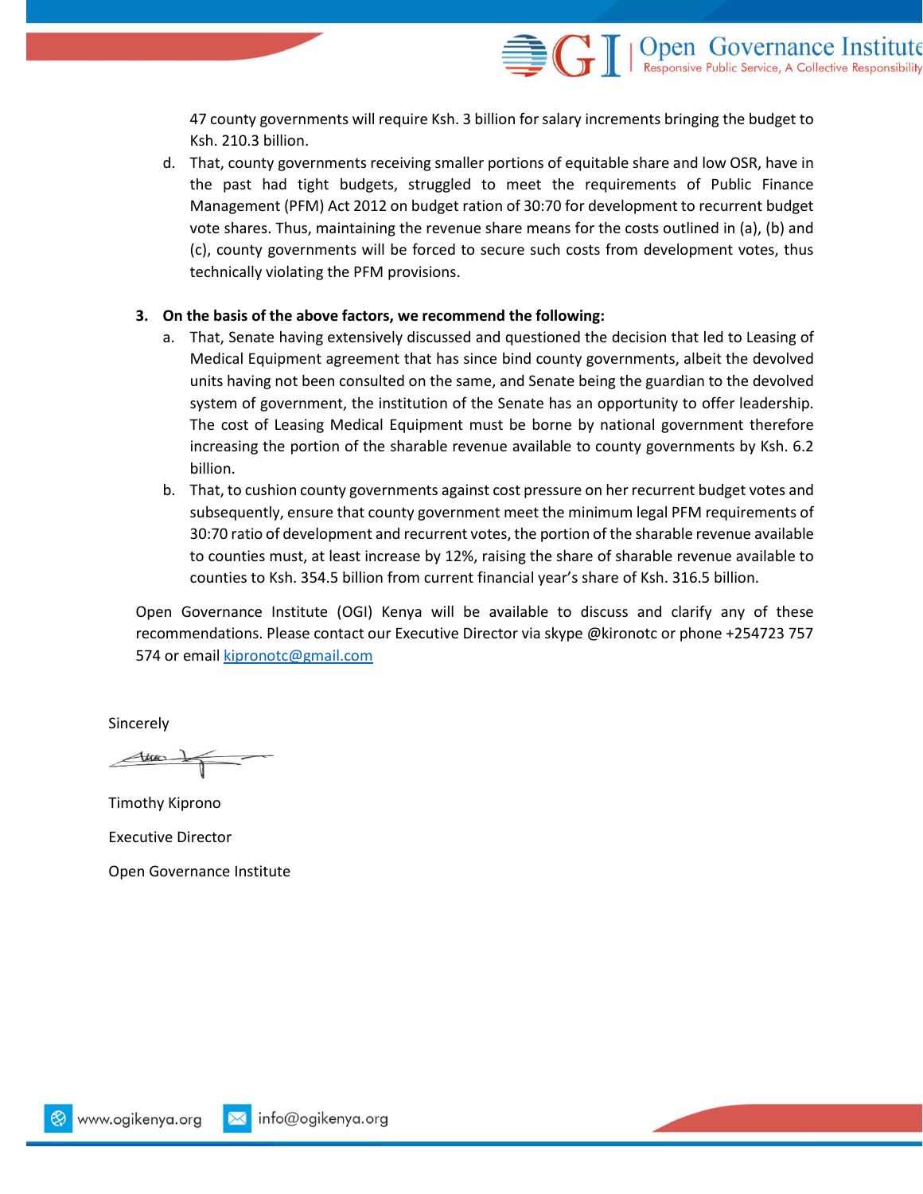47 county governments will require Ksh. 3 billion for salary increments bringing the budget to Ksh. 210.3 billion.

d. That, county governments receiving smaller portions of equitable share and low OSR, have in the past had tight budgets, struggled to meet the requirements of Public Finance Management (PFM) Act 2012 on budget ration of 30:70 for development to recurrent budget vote shares. Thus, maintaining the revenue share means for the costs outlined in (a), (b) and (c), county governments will be forced to secure such costs from development votes, thus technically violating the PFM provisions.

**3. On the basis of the above factors, we recommend the following:**

a. That, Senate having extensively discussed and questioned the decision that led to Leasing of Medical Equipment agreement that has since bind county governments, albeit the devolved units having not been consulted on the same, and Senate being the guardian to the devolved system of government, the institution of the Senate has an opportunity to offer leadership. The cost of Leasing Medical Equipment must be borne by national government therefore increasing the portion of the sharable revenue available to county governments by Ksh. 6.2 billion.

b. That, to cushion county governments against cost pressure on her recurrent budget votes and subsequently, ensure that county government meet the minimum legal PFM requirements of 30:70 ratio of development and recurrent votes, the portion of the sharable revenue available to counties must, at least increase by 12%, raising the share of sharable revenue available to counties to Ksh. 354.5 billion from current financial year's share of Ksh. 316.5 billion.

Open Governance Institute (OGI) Kenya will be available to discuss and clarify any of these recommendations. Please contact our Executive Director via skype @kironotc or phone +254723 757 574 or email kipronotc@gmail.com

Sincerely

Timothy Kiprono

Executive Director

Open Governance Institute